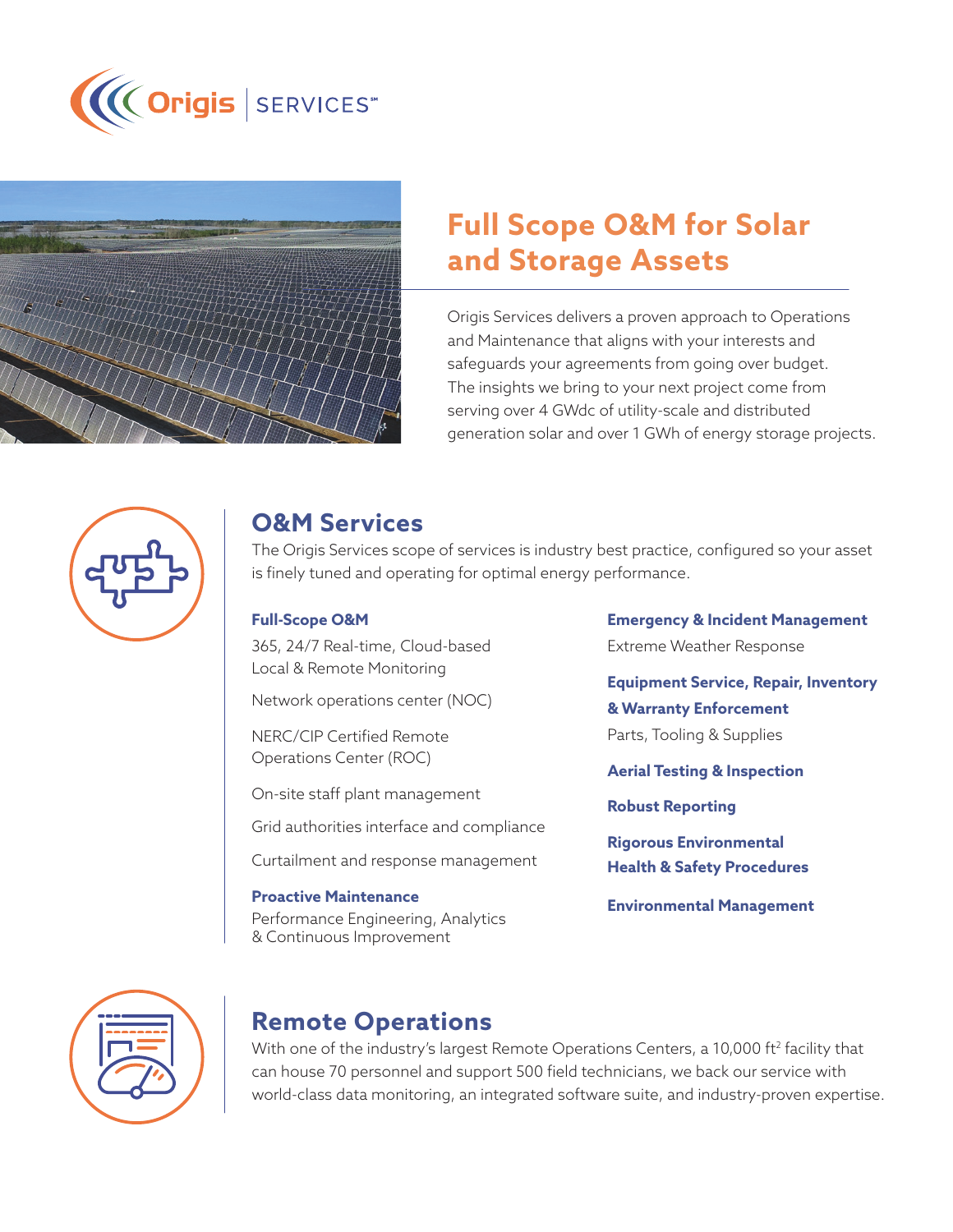Origis | SERVICES℠

# Full Scope O&M for Solar and Storage Assets

Origis Services delivers a proven approach to Operations and Maintenance that aligns with your interests and safeguards your agreements from going over budget. The insights we bring to your next project come from serving over 4 GWdc of utility-scale and distributed generation solar and over 1 GWh of energy storage projects.

## O&M Services

The Origis Services scope of services is industry best practice, configured so your asset is finely tuned and operating for optimal energy performance.

**Full-Scope O&M**

365, 24/7 Real-time, Cloud-based Local & Remote Monitoring

Network operations center (NOC)

NERC/CIP Certified Remote Operations Center (ROC)

On-site staff plant management

Grid authorities interface and compliance

Curtailment and response management

**Proactive Maintenance**

Performance Engineering, Analytics & Continuous Improvement

**Emergency & Incident Management**

Extreme Weather Response

**Equipment Service, Repair, Inventory & Warranty Enforcement**

Parts, Tooling & Supplies

**Aerial Testing & Inspection**

**Robust Reporting**

**Rigorous Environmental Health & Safety Procedures**

**Environmental Management**

## Remote Operations

With one of the industry's largest Remote Operations Centers, a 10,000 $ft^2$ facility that can house 70 personnel and support 500 field technicians, we back our service with world-class data monitoring, an integrated software suite, and industry-proven expertise.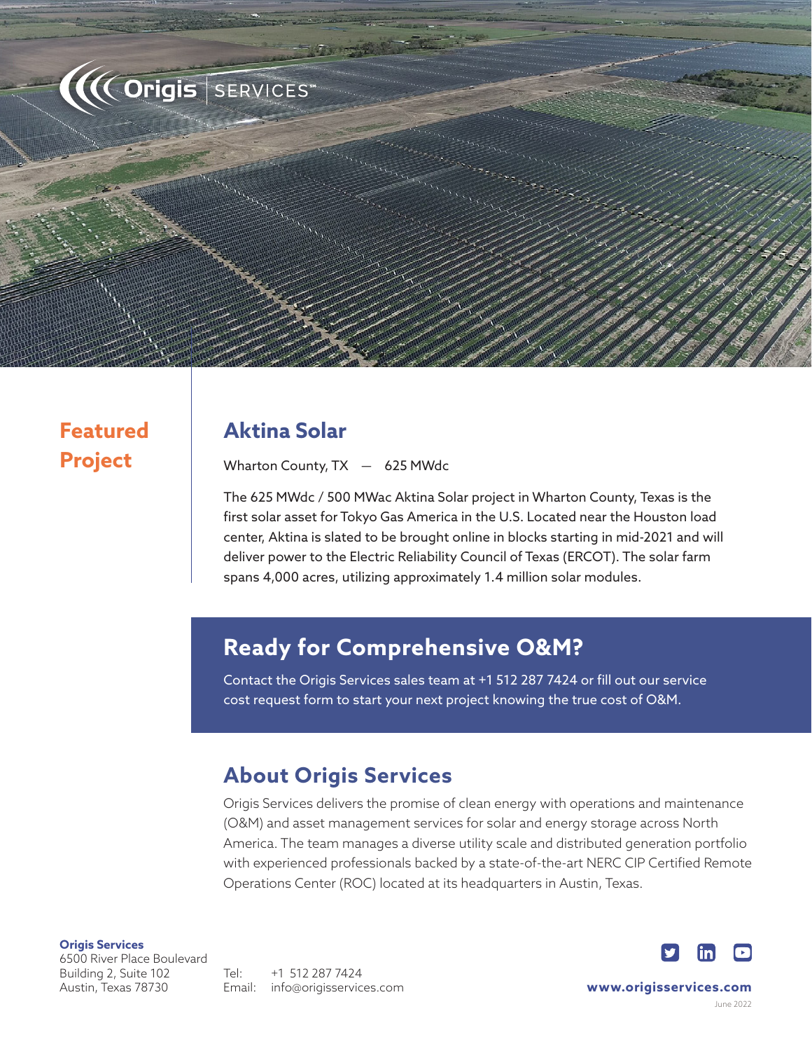Origis SERVICES℠

## Featured Project

## Aktina Solar

Wharton County, TX — 625 MWdc

The 625 MWdc / 500 MWac Aktina Solar project in Wharton County, Texas is the first solar asset for Tokyo Gas America in the U.S. Located near the Houston load center, Aktina is slated to be brought online in blocks starting in mid-2021 and will deliver power to the Electric Reliability Council of Texas (ERCOT). The solar farm spans 4,000 acres, utilizing approximately 1.4 million solar modules.

## Ready for Comprehensive O&M?

Contact the Origis Services sales team at +1 512 287 7424 or fill out our service cost request form to start your next project knowing the true cost of O&M.

## About Origis Services

Origis Services delivers the promise of clean energy with operations and maintenance (O&M) and asset management services for solar and energy storage across North America. The team manages a diverse utility scale and distributed generation portfolio with experienced professionals backed by a state-of-the-art NERC CIP Certified Remote Operations Center (ROC) located at its headquarters in Austin, Texas.

**Origis Services**
6500 River Place Boulevard
Building 2, Suite 102
Austin, Texas 78730

Tel: +1 512 287 7424
Email: info@origisservices.com

**www.origisservices.com**

June 2022